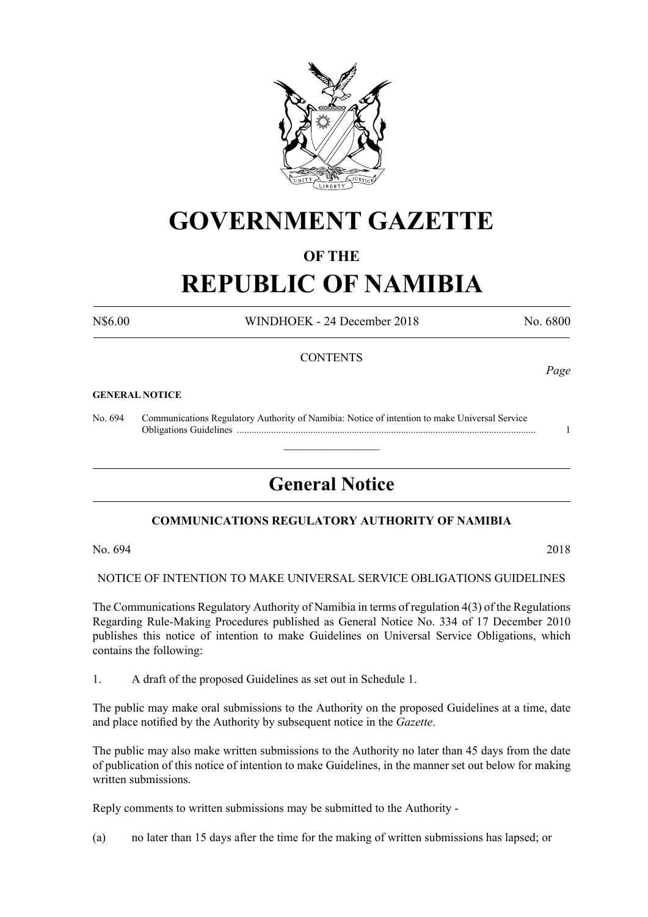# GOVERNMENT GAZETTE

## OF THE

# REPUBLIC OF NAMIBIA

N$6.00 WINDHOEK - 24 December 2018 No. 6800

CONTENTS

*Page*

**GENERAL NOTICE**

No. 694 Communications Regulatory Authority of Namibia: Notice of intention to make Universal Service Obligations Guidelines ........................................................................................................................ 1

---

## General Notice

### COMMUNICATIONS REGULATORY AUTHORITY OF NAMIBIA

No. 694 2018

NOTICE OF INTENTION TO MAKE UNIVERSAL SERVICE OBLIGATIONS GUIDELINES

The Communications Regulatory Authority of Namibia in terms of regulation 4(3) of the Regulations Regarding Rule-Making Procedures published as General Notice No. 334 of 17 December 2010 publishes this notice of intention to make Guidelines on Universal Service Obligations, which contains the following:

1. A draft of the proposed Guidelines as set out in Schedule 1.

The public may make oral submissions to the Authority on the proposed Guidelines at a time, date and place notified by the Authority by subsequent notice in the *Gazette*.

The public may also make written submissions to the Authority no later than 45 days from the date of publication of this notice of intention to make Guidelines, in the manner set out below for making written submissions.

Reply comments to written submissions may be submitted to the Authority -

(a) no later than 15 days after the time for the making of written submissions has lapsed; or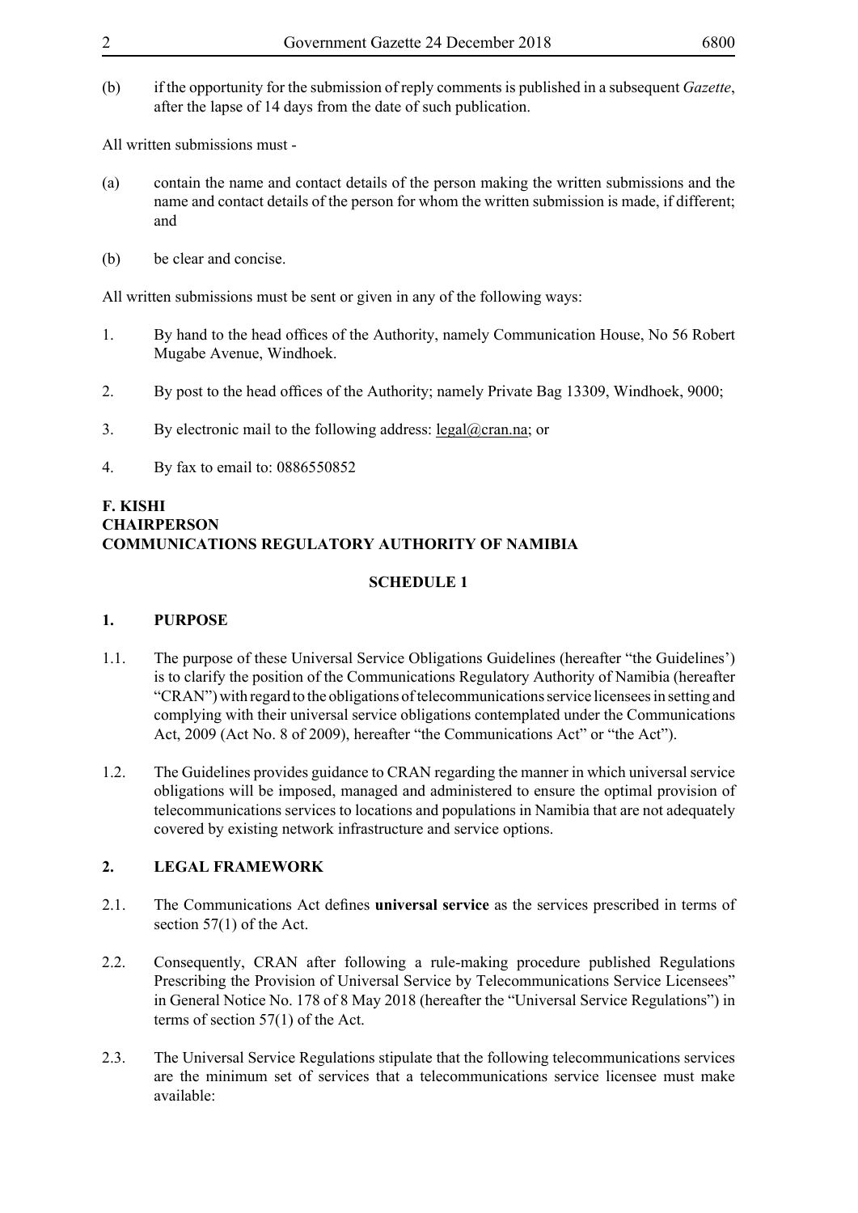(b) if the opportunity for the submission of reply comments is published in a subsequent *Gazette*, after the lapse of 14 days from the date of such publication.

All written submissions must -

(a) contain the name and contact details of the person making the written submissions and the name and contact details of the person for whom the written submission is made, if different; and

(b) be clear and concise.

All written submissions must be sent or given in any of the following ways:

1. By hand to the head offices of the Authority, namely Communication House, No 56 Robert Mugabe Avenue, Windhoek.

2. By post to the head offices of the Authority; namely Private Bag 13309, Windhoek, 9000;

3. By electronic mail to the following address: legal@cran.na; or

4. By fax to email to: 0886550852

**F. KISHI**
**CHAIRPERSON**
**COMMUNICATIONS REGULATORY AUTHORITY OF NAMIBIA**

## SCHEDULE 1

### 1. PURPOSE

1.1. The purpose of these Universal Service Obligations Guidelines (hereafter "the Guidelines') is to clarify the position of the Communications Regulatory Authority of Namibia (hereafter "CRAN") with regard to the obligations of telecommunications service licensees in setting and complying with their universal service obligations contemplated under the Communications Act, 2009 (Act No. 8 of 2009), hereafter "the Communications Act" or "the Act").

1.2. The Guidelines provides guidance to CRAN regarding the manner in which universal service obligations will be imposed, managed and administered to ensure the optimal provision of telecommunications services to locations and populations in Namibia that are not adequately covered by existing network infrastructure and service options.

### 2. LEGAL FRAMEWORK

2.1. The Communications Act defines **universal service** as the services prescribed in terms of section 57(1) of the Act.

2.2. Consequently, CRAN after following a rule-making procedure published Regulations Prescribing the Provision of Universal Service by Telecommunications Service Licensees" in General Notice No. 178 of 8 May 2018 (hereafter the "Universal Service Regulations") in terms of section 57(1) of the Act.

2.3. The Universal Service Regulations stipulate that the following telecommunications services are the minimum set of services that a telecommunications service licensee must make available: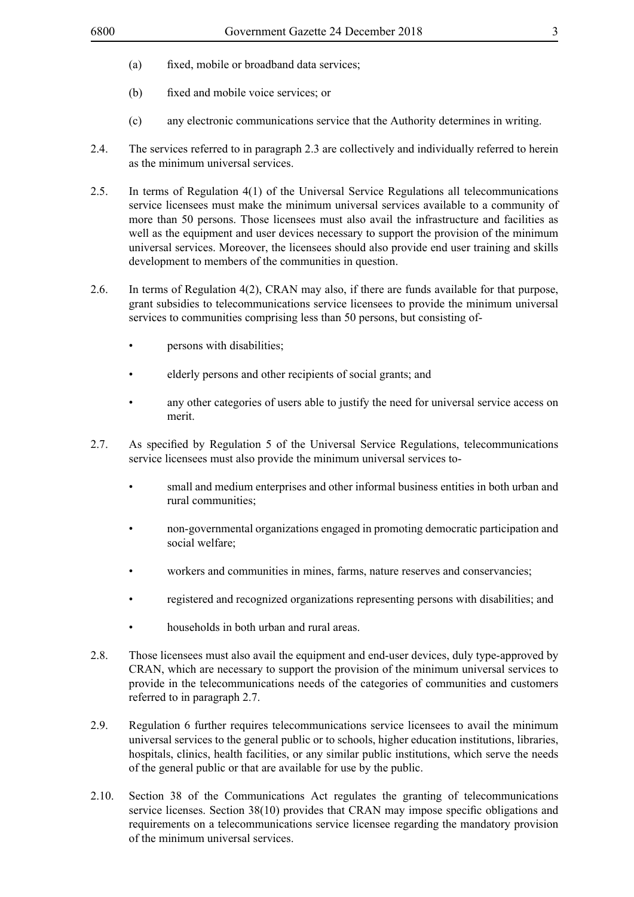(a) fixed, mobile or broadband data services;

(b) fixed and mobile voice services; or

(c) any electronic communications service that the Authority determines in writing.

2.4. The services referred to in paragraph 2.3 are collectively and individually referred to herein as the minimum universal services.

2.5. In terms of Regulation 4(1) of the Universal Service Regulations all telecommunications service licensees must make the minimum universal services available to a community of more than 50 persons. Those licensees must also avail the infrastructure and facilities as well as the equipment and user devices necessary to support the provision of the minimum universal services. Moreover, the licensees should also provide end user training and skills development to members of the communities in question.

2.6. In terms of Regulation 4(2), CRAN may also, if there are funds available for that purpose, grant subsidies to telecommunications service licensees to provide the minimum universal services to communities comprising less than 50 persons, but consisting of-

- persons with disabilities;
- elderly persons and other recipients of social grants; and
- any other categories of users able to justify the need for universal service access on merit.

2.7. As specified by Regulation 5 of the Universal Service Regulations, telecommunications service licensees must also provide the minimum universal services to-

- small and medium enterprises and other informal business entities in both urban and rural communities;
- non-governmental organizations engaged in promoting democratic participation and social welfare;
- workers and communities in mines, farms, nature reserves and conservancies;
- registered and recognized organizations representing persons with disabilities; and
- households in both urban and rural areas.

2.8. Those licensees must also avail the equipment and end-user devices, duly type-approved by CRAN, which are necessary to support the provision of the minimum universal services to provide in the telecommunications needs of the categories of communities and customers referred to in paragraph 2.7.

2.9. Regulation 6 further requires telecommunications service licensees to avail the minimum universal services to the general public or to schools, higher education institutions, libraries, hospitals, clinics, health facilities, or any similar public institutions, which serve the needs of the general public or that are available for use by the public.

2.10. Section 38 of the Communications Act regulates the granting of telecommunications service licenses. Section 38(10) provides that CRAN may impose specific obligations and requirements on a telecommunications service licensee regarding the mandatory provision of the minimum universal services.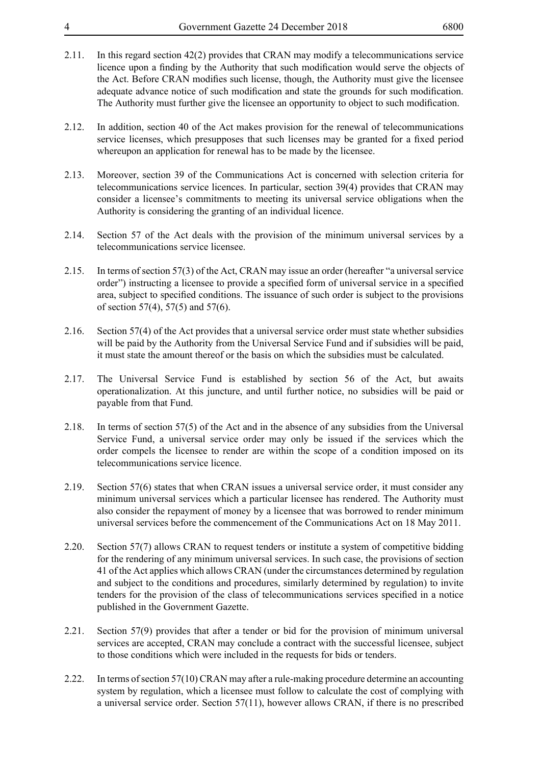2.11. In this regard section 42(2) provides that CRAN may modify a telecommunications service licence upon a finding by the Authority that such modification would serve the objects of the Act. Before CRAN modifies such license, though, the Authority must give the licensee adequate advance notice of such modification and state the grounds for such modification. The Authority must further give the licensee an opportunity to object to such modification.

2.12. In addition, section 40 of the Act makes provision for the renewal of telecommunications service licenses, which presupposes that such licenses may be granted for a fixed period whereupon an application for renewal has to be made by the licensee.

2.13. Moreover, section 39 of the Communications Act is concerned with selection criteria for telecommunications service licences. In particular, section 39(4) provides that CRAN may consider a licensee's commitments to meeting its universal service obligations when the Authority is considering the granting of an individual licence.

2.14. Section 57 of the Act deals with the provision of the minimum universal services by a telecommunications service licensee.

2.15. In terms of section 57(3) of the Act, CRAN may issue an order (hereafter "a universal service order") instructing a licensee to provide a specified form of universal service in a specified area, subject to specified conditions. The issuance of such order is subject to the provisions of section 57(4), 57(5) and 57(6).

2.16. Section 57(4) of the Act provides that a universal service order must state whether subsidies will be paid by the Authority from the Universal Service Fund and if subsidies will be paid, it must state the amount thereof or the basis on which the subsidies must be calculated.

2.17. The Universal Service Fund is established by section 56 of the Act, but awaits operationalization. At this juncture, and until further notice, no subsidies will be paid or payable from that Fund.

2.18. In terms of section 57(5) of the Act and in the absence of any subsidies from the Universal Service Fund, a universal service order may only be issued if the services which the order compels the licensee to render are within the scope of a condition imposed on its telecommunications service licence.

2.19. Section 57(6) states that when CRAN issues a universal service order, it must consider any minimum universal services which a particular licensee has rendered. The Authority must also consider the repayment of money by a licensee that was borrowed to render minimum universal services before the commencement of the Communications Act on 18 May 2011.

2.20. Section 57(7) allows CRAN to request tenders or institute a system of competitive bidding for the rendering of any minimum universal services. In such case, the provisions of section 41 of the Act applies which allows CRAN (under the circumstances determined by regulation and subject to the conditions and procedures, similarly determined by regulation) to invite tenders for the provision of the class of telecommunications services specified in a notice published in the Government Gazette.

2.21. Section 57(9) provides that after a tender or bid for the provision of minimum universal services are accepted, CRAN may conclude a contract with the successful licensee, subject to those conditions which were included in the requests for bids or tenders.

2.22. In terms of section 57(10) CRAN may after a rule-making procedure determine an accounting system by regulation, which a licensee must follow to calculate the cost of complying with a universal service order. Section 57(11), however allows CRAN, if there is no prescribed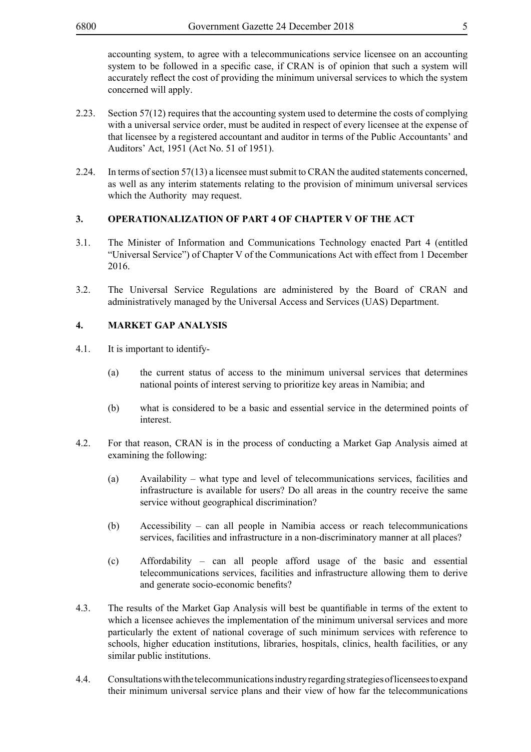accounting system, to agree with a telecommunications service licensee on an accounting system to be followed in a specific case, if CRAN is of opinion that such a system will accurately reflect the cost of providing the minimum universal services to which the system concerned will apply.

2.23. Section 57(12) requires that the accounting system used to determine the costs of complying with a universal service order, must be audited in respect of every licensee at the expense of that licensee by a registered accountant and auditor in terms of the Public Accountants' and Auditors' Act, 1951 (Act No. 51 of 1951).

2.24. In terms of section 57(13) a licensee must submit to CRAN the audited statements concerned, as well as any interim statements relating to the provision of minimum universal services which the Authority may request.

## 3. OPERATIONALIZATION OF PART 4 OF CHAPTER V OF THE ACT

3.1. The Minister of Information and Communications Technology enacted Part 4 (entitled "Universal Service") of Chapter V of the Communications Act with effect from 1 December 2016.

3.2. The Universal Service Regulations are administered by the Board of CRAN and administratively managed by the Universal Access and Services (UAS) Department.

## 4. MARKET GAP ANALYSIS

4.1. It is important to identify-

(a) the current status of access to the minimum universal services that determines national points of interest serving to prioritize key areas in Namibia; and

(b) what is considered to be a basic and essential service in the determined points of interest.

4.2. For that reason, CRAN is in the process of conducting a Market Gap Analysis aimed at examining the following:

(a) Availability – what type and level of telecommunications services, facilities and infrastructure is available for users? Do all areas in the country receive the same service without geographical discrimination?

(b) Accessibility – can all people in Namibia access or reach telecommunications services, facilities and infrastructure in a non-discriminatory manner at all places?

(c) Affordability – can all people afford usage of the basic and essential telecommunications services, facilities and infrastructure allowing them to derive and generate socio-economic benefits?

4.3. The results of the Market Gap Analysis will best be quantifiable in terms of the extent to which a licensee achieves the implementation of the minimum universal services and more particularly the extent of national coverage of such minimum services with reference to schools, higher education institutions, libraries, hospitals, clinics, health facilities, or any similar public institutions.

4.4. Consultations with the telecommunications industry regarding strategies of licensees to expand their minimum universal service plans and their view of how far the telecommunications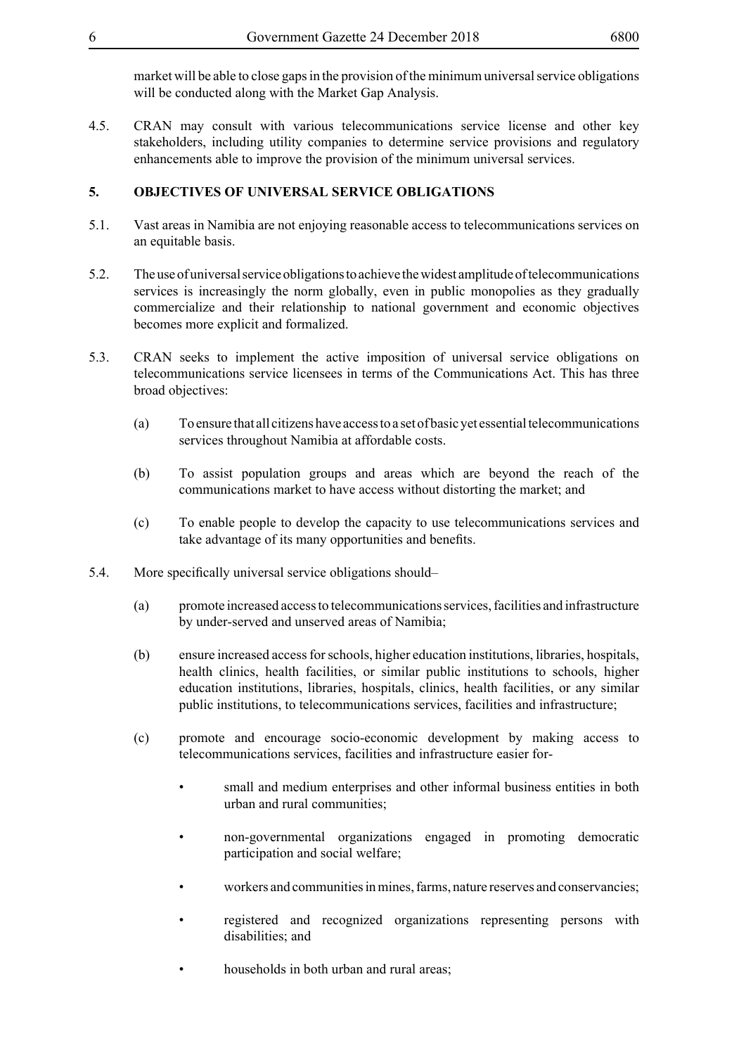market will be able to close gaps in the provision of the minimum universal service obligations will be conducted along with the Market Gap Analysis.

4.5. CRAN may consult with various telecommunications service license and other key stakeholders, including utility companies to determine service provisions and regulatory enhancements able to improve the provision of the minimum universal services.

## 5. OBJECTIVES OF UNIVERSAL SERVICE OBLIGATIONS

5.1. Vast areas in Namibia are not enjoying reasonable access to telecommunications services on an equitable basis.

5.2. The use of universal service obligations to achieve the widest amplitude of telecommunications services is increasingly the norm globally, even in public monopolies as they gradually commercialize and their relationship to national government and economic objectives becomes more explicit and formalized.

5.3. CRAN seeks to implement the active imposition of universal service obligations on telecommunications service licensees in terms of the Communications Act. This has three broad objectives:

(a) To ensure that all citizens have access to a set of basic yet essential telecommunications services throughout Namibia at affordable costs.

(b) To assist population groups and areas which are beyond the reach of the communications market to have access without distorting the market; and

(c) To enable people to develop the capacity to use telecommunications services and take advantage of its many opportunities and benefits.

5.4. More specifically universal service obligations should–

(a) promote increased access to telecommunications services, facilities and infrastructure by under-served and unserved areas of Namibia;

(b) ensure increased access for schools, higher education institutions, libraries, hospitals, health clinics, health facilities, or similar public institutions to schools, higher education institutions, libraries, hospitals, clinics, health facilities, or any similar public institutions, to telecommunications services, facilities and infrastructure;

(c) promote and encourage socio-economic development by making access to telecommunications services, facilities and infrastructure easier for-

- small and medium enterprises and other informal business entities in both urban and rural communities;
- non-governmental organizations engaged in promoting democratic participation and social welfare;
- workers and communities in mines, farms, nature reserves and conservancies;
- registered and recognized organizations representing persons with disabilities; and
- households in both urban and rural areas;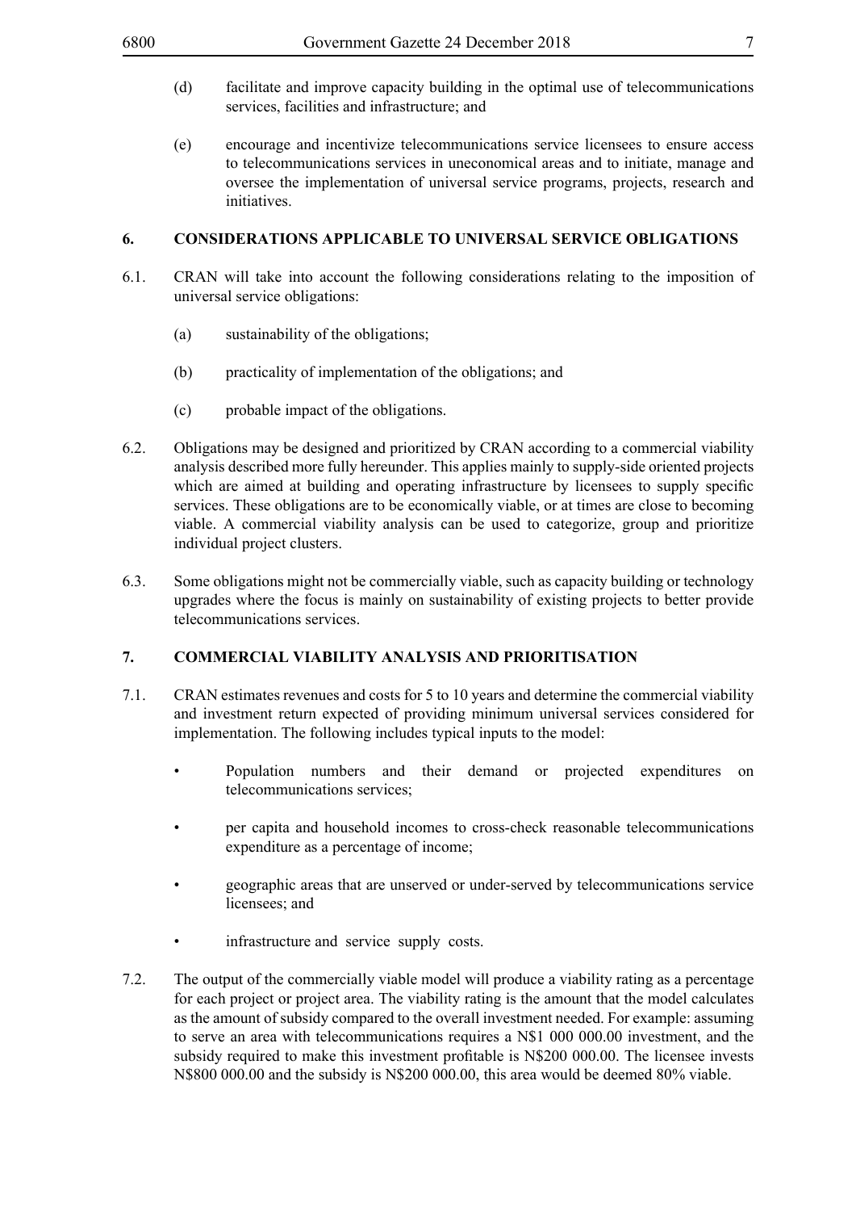(d) facilitate and improve capacity building in the optimal use of telecommunications services, facilities and infrastructure; and

(e) encourage and incentivize telecommunications service licensees to ensure access to telecommunications services in uneconomical areas and to initiate, manage and oversee the implementation of universal service programs, projects, research and initiatives.

## 6. CONSIDERATIONS APPLICABLE TO UNIVERSAL SERVICE OBLIGATIONS

6.1. CRAN will take into account the following considerations relating to the imposition of universal service obligations:

(a) sustainability of the obligations;

(b) practicality of implementation of the obligations; and

(c) probable impact of the obligations.

6.2. Obligations may be designed and prioritized by CRAN according to a commercial viability analysis described more fully hereunder. This applies mainly to supply-side oriented projects which are aimed at building and operating infrastructure by licensees to supply specific services. These obligations are to be economically viable, or at times are close to becoming viable. A commercial viability analysis can be used to categorize, group and prioritize individual project clusters.

6.3. Some obligations might not be commercially viable, such as capacity building or technology upgrades where the focus is mainly on sustainability of existing projects to better provide telecommunications services.

## 7. COMMERCIAL VIABILITY ANALYSIS AND PRIORITISATION

7.1. CRAN estimates revenues and costs for 5 to 10 years and determine the commercial viability and investment return expected of providing minimum universal services considered for implementation. The following includes typical inputs to the model:

- Population numbers and their demand or projected expenditures on telecommunications services;
- per capita and household incomes to cross-check reasonable telecommunications expenditure as a percentage of income;
- geographic areas that are unserved or under-served by telecommunications service licensees; and
- infrastructure and service supply costs.

7.2. The output of the commercially viable model will produce a viability rating as a percentage for each project or project area. The viability rating is the amount that the model calculates as the amount of subsidy compared to the overall investment needed. For example: assuming to serve an area with telecommunications requires a N$1 000 000.00 investment, and the subsidy required to make this investment profitable is N$200 000.00. The licensee invests N$800 000.00 and the subsidy is N$200 000.00, this area would be deemed 80% viable.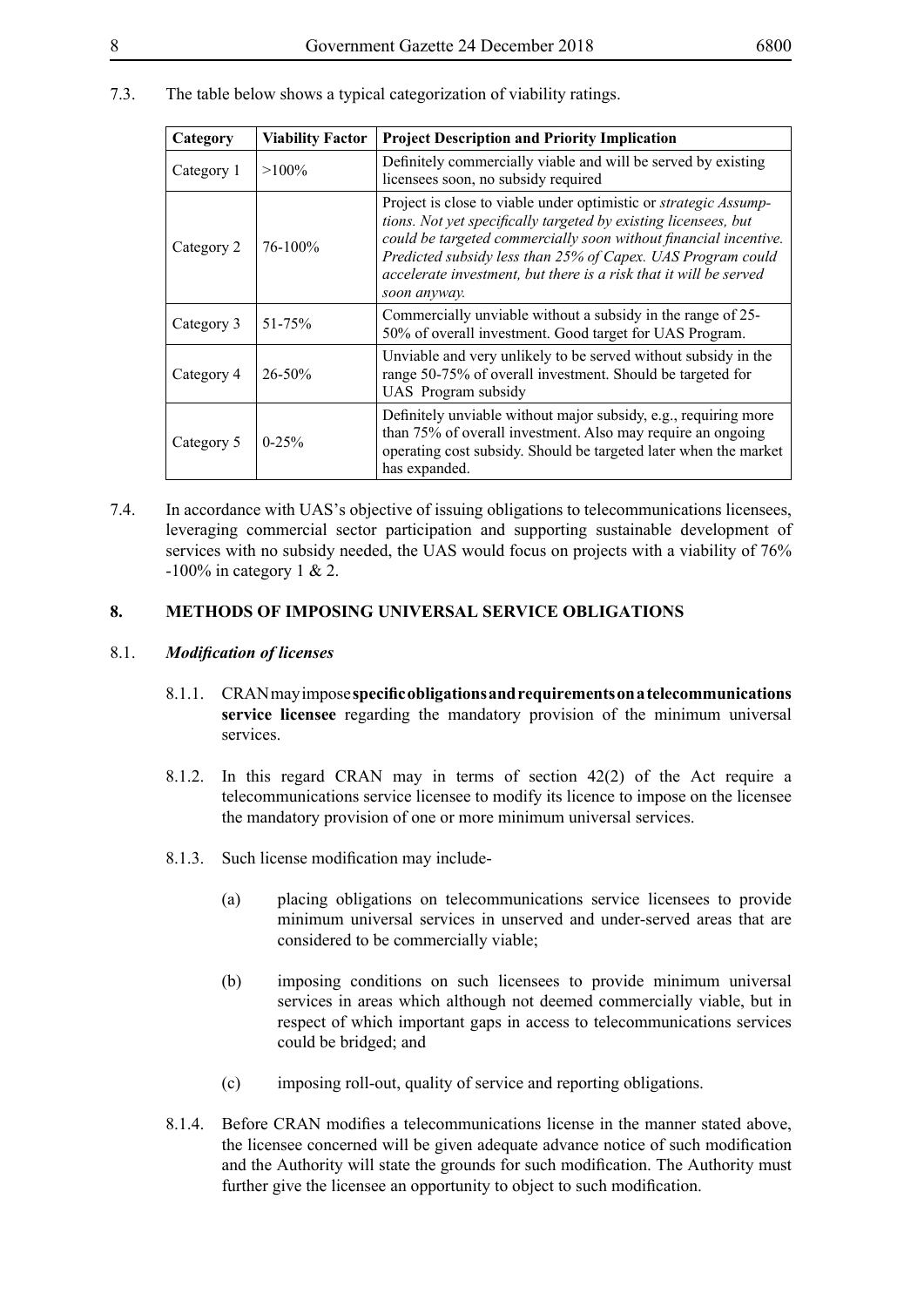7.3. The table below shows a typical categorization of viability ratings.

| Category | Viability Factor | Project Description and Priority Implication |
|---|---|---|
| Category 1 | >100% | Definitely commercially viable and will be served by existing licensees soon, no subsidy required |
| Category 2 | 76-100% | Project is close to viable under optimistic or *strategic Assumptions. Not yet specifically targeted by existing licensees, but could be targeted commercially soon without financial incentive. Predicted subsidy less than 25% of Capex. UAS Program could accelerate investment, but there is a risk that it will be served soon anyway.* |
| Category 3 | 51-75% | Commercially unviable without a subsidy in the range of 25-50% of overall investment. Good target for UAS Program. |
| Category 4 | 26-50% | Unviable and very unlikely to be served without subsidy in the range 50-75% of overall investment. Should be targeted for UAS Program subsidy |
| Category 5 | 0-25% | Definitely unviable without major subsidy, e.g., requiring more than 75% of overall investment. Also may require an ongoing operating cost subsidy. Should be targeted later when the market has expanded. |

7.4. In accordance with UAS's objective of issuing obligations to telecommunications licensees, leveraging commercial sector participation and supporting sustainable development of services with no subsidy needed, the UAS would focus on projects with a viability of 76% -100% in category 1 & 2.

## 8. METHODS OF IMPOSING UNIVERSAL SERVICE OBLIGATIONS

### 8.1. *Modification of licenses*

8.1.1. CRAN may impose **specific obligations and requirements on a telecommunications service licensee** regarding the mandatory provision of the minimum universal services.

8.1.2. In this regard CRAN may in terms of section 42(2) of the Act require a telecommunications service licensee to modify its licence to impose on the licensee the mandatory provision of one or more minimum universal services.

8.1.3. Such license modification may include-

(a) placing obligations on telecommunications service licensees to provide minimum universal services in unserved and under-served areas that are considered to be commercially viable;

(b) imposing conditions on such licensees to provide minimum universal services in areas which although not deemed commercially viable, but in respect of which important gaps in access to telecommunications services could be bridged; and

(c) imposing roll-out, quality of service and reporting obligations.

8.1.4. Before CRAN modifies a telecommunications license in the manner stated above, the licensee concerned will be given adequate advance notice of such modification and the Authority will state the grounds for such modification. The Authority must further give the licensee an opportunity to object to such modification.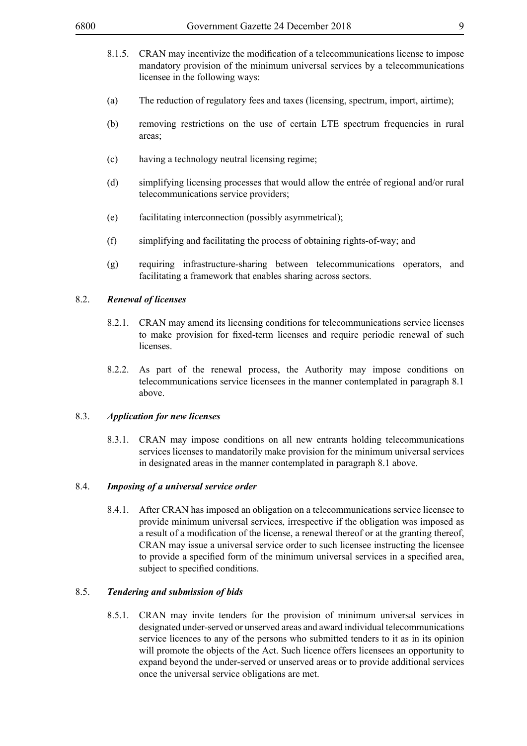8.1.5. CRAN may incentivize the modification of a telecommunications license to impose mandatory provision of the minimum universal services by a telecommunications licensee in the following ways:

(a) The reduction of regulatory fees and taxes (licensing, spectrum, import, airtime);

(b) removing restrictions on the use of certain LTE spectrum frequencies in rural areas;

(c) having a technology neutral licensing regime;

(d) simplifying licensing processes that would allow the entrée of regional and/or rural telecommunications service providers;

(e) facilitating interconnection (possibly asymmetrical);

(f) simplifying and facilitating the process of obtaining rights-of-way; and

(g) requiring infrastructure-sharing between telecommunications operators, and facilitating a framework that enables sharing across sectors.

8.2. ***Renewal of licenses***

8.2.1. CRAN may amend its licensing conditions for telecommunications service licenses to make provision for fixed-term licenses and require periodic renewal of such licenses.

8.2.2. As part of the renewal process, the Authority may impose conditions on telecommunications service licensees in the manner contemplated in paragraph 8.1 above.

8.3. ***Application for new licenses***

8.3.1. CRAN may impose conditions on all new entrants holding telecommunications services licenses to mandatorily make provision for the minimum universal services in designated areas in the manner contemplated in paragraph 8.1 above.

8.4. ***Imposing of a universal service order***

8.4.1. After CRAN has imposed an obligation on a telecommunications service licensee to provide minimum universal services, irrespective if the obligation was imposed as a result of a modification of the license, a renewal thereof or at the granting thereof, CRAN may issue a universal service order to such licensee instructing the licensee to provide a specified form of the minimum universal services in a specified area, subject to specified conditions.

8.5. ***Tendering and submission of bids***

8.5.1. CRAN may invite tenders for the provision of minimum universal services in designated under-served or unserved areas and award individual telecommunications service licences to any of the persons who submitted tenders to it as in its opinion will promote the objects of the Act. Such licence offers licensees an opportunity to expand beyond the under-served or unserved areas or to provide additional services once the universal service obligations are met.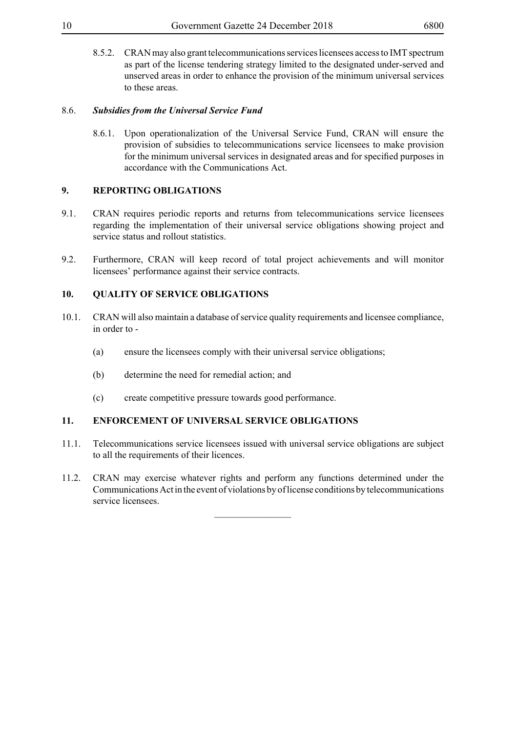8.5.2. CRAN may also grant telecommunications services licensees access to IMT spectrum as part of the license tendering strategy limited to the designated under-served and unserved areas in order to enhance the provision of the minimum universal services to these areas.

8.6. ***Subsidies from the Universal Service Fund***

8.6.1. Upon operationalization of the Universal Service Fund, CRAN will ensure the provision of subsidies to telecommunications service licensees to make provision for the minimum universal services in designated areas and for specified purposes in accordance with the Communications Act.

## 9. REPORTING OBLIGATIONS

9.1. CRAN requires periodic reports and returns from telecommunications service licensees regarding the implementation of their universal service obligations showing project and service status and rollout statistics.

9.2. Furthermore, CRAN will keep record of total project achievements and will monitor licensees' performance against their service contracts.

## 10. QUALITY OF SERVICE OBLIGATIONS

10.1. CRAN will also maintain a database of service quality requirements and licensee compliance, in order to -

(a) ensure the licensees comply with their universal service obligations;

(b) determine the need for remedial action; and

(c) create competitive pressure towards good performance.

## 11. ENFORCEMENT OF UNIVERSAL SERVICE OBLIGATIONS

11.1. Telecommunications service licensees issued with universal service obligations are subject to all the requirements of their licences.

11.2. CRAN may exercise whatever rights and perform any functions determined under the Communications Act in the event of violations by of license conditions by telecommunications service licensees.

________________